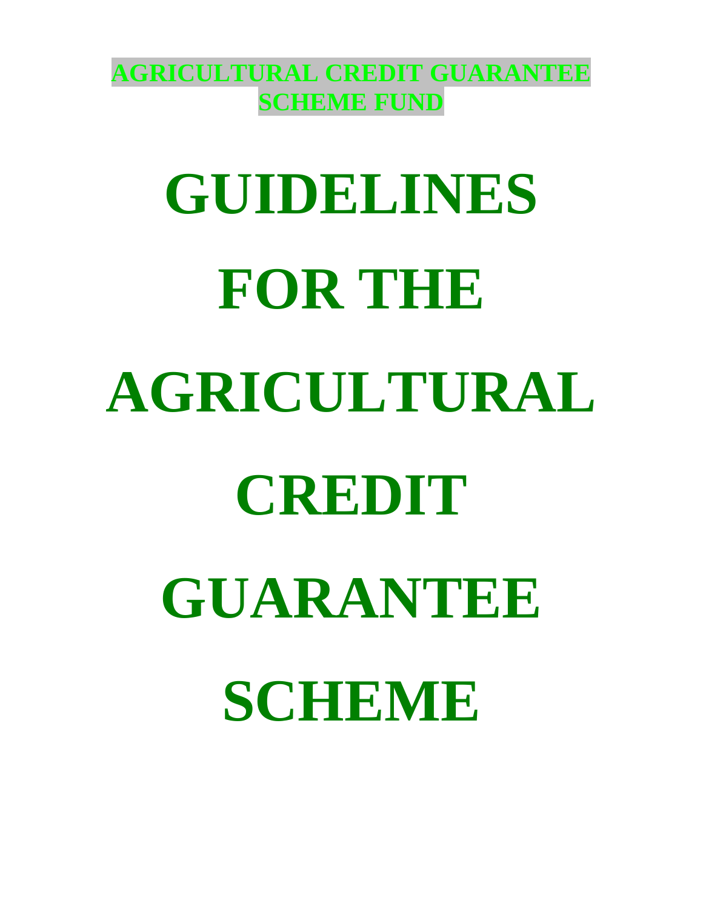**AGRICULTURAL CREDIT GUARANTEE SCHEME FUND**

# GUIDELINES FOR THE AGRICULTURAL CREDIT GUARANTEE SCHEME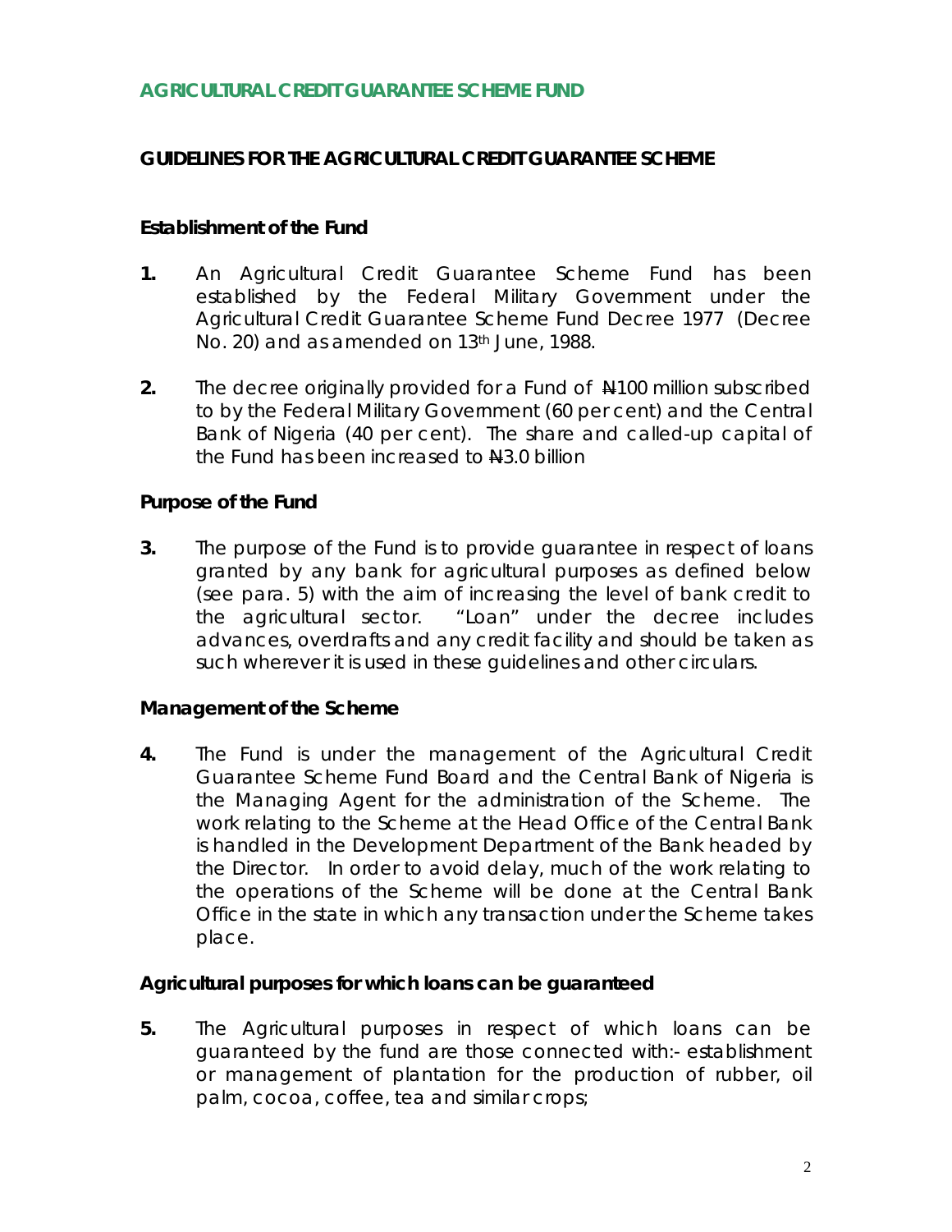## AGRICULTURAL CREDIT GUARANTEE SCHEME FUND

### GUIDELINES FOR THE AGRICULTURAL CREDIT GUARANTEE SCHEME

#### Establishment of the Fund

**1.** An Agricultural Credit Guarantee Scheme Fund has been established by the Federal Military Government under the Agricultural Credit Guarantee Scheme Fund Decree 1977 (Decree No. 20) and as amended on 13th June, 1988.

**2.** The decree originally provided for a Fund of ₦100 million subscribed to by the Federal Military Government (60 per cent) and the Central Bank of Nigeria (40 per cent). The share and called-up capital of the Fund has been increased to ₦3.0 billion

#### Purpose of the Fund

**3.** The purpose of the Fund is to provide guarantee in respect of loans granted by any bank for agricultural purposes as defined below (see para. 5) with the aim of increasing the level of bank credit to the agricultural sector. "Loan" under the decree includes advances, overdrafts and any credit facility and should be taken as such wherever it is used in these guidelines and other circulars.

#### Management of the Scheme

**4.** The Fund is under the management of the Agricultural Credit Guarantee Scheme Fund Board and the Central Bank of Nigeria is the Managing Agent for the administration of the Scheme. The work relating to the Scheme at the Head Office of the Central Bank is handled in the Development Department of the Bank headed by the Director. In order to avoid delay, much of the work relating to the operations of the Scheme will be done at the Central Bank Office in the state in which any transaction under the Scheme takes place.

#### Agricultural purposes for which loans can be guaranteed

**5.** The Agricultural purposes in respect of which loans can be guaranteed by the fund are those connected with:- establishment or management of plantation for the production of rubber, oil palm, cocoa, coffee, tea and similar crops;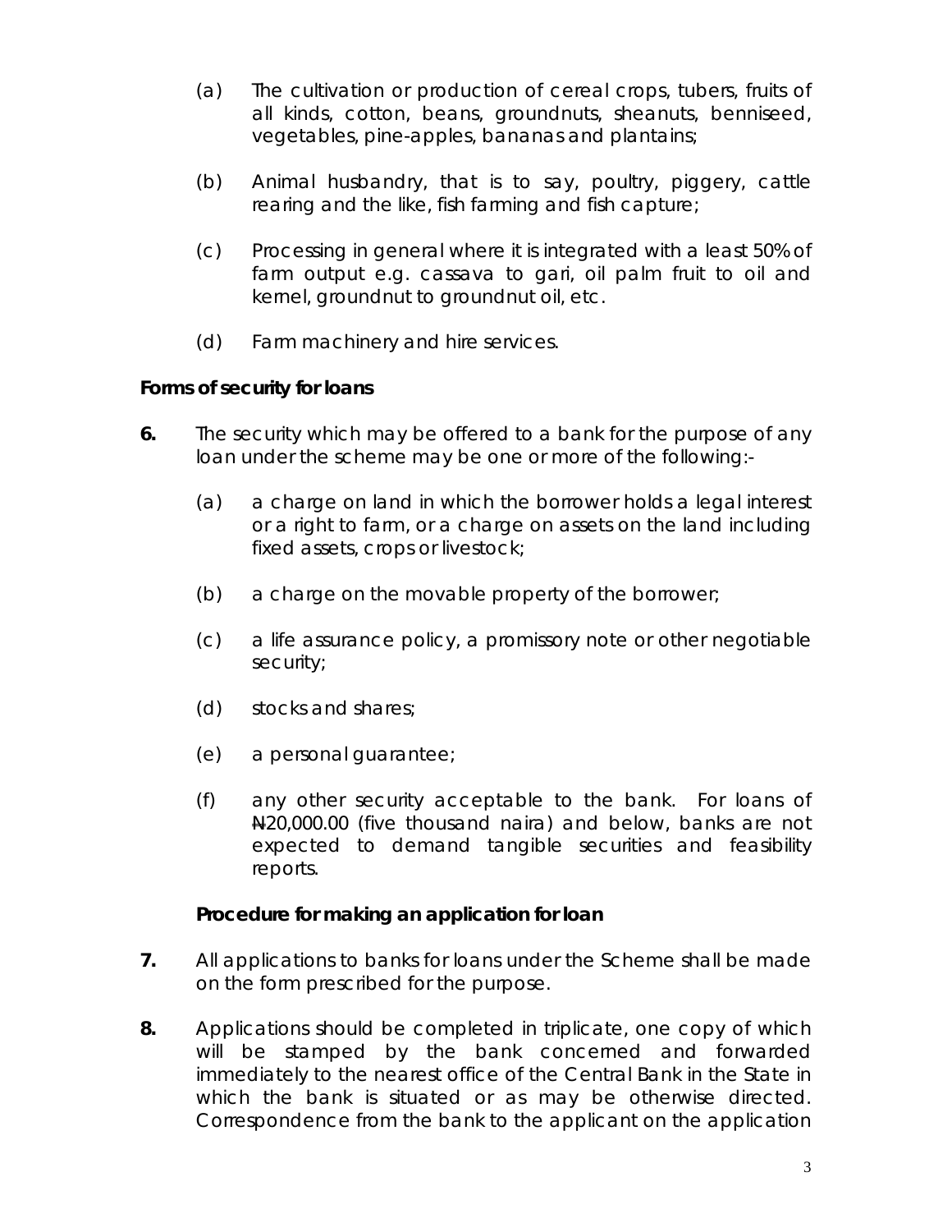(a) The cultivation or production of cereal crops, tubers, fruits of all kinds, cotton, beans, groundnuts, sheanuts, benniseed, vegetables, pine-apples, bananas and plantains;

(b) Animal husbandry, that is to say, poultry, piggery, cattle rearing and the like, fish farming and fish capture;

(c) Processing in general where it is integrated with a least 50% of farm output e.g. cassava to gari, oil palm fruit to oil and kernel, groundnut to groundnut oil, etc.

(d) Farm machinery and hire services.

**Forms of security for loans**

**6.** The security which may be offered to a bank for the purpose of any loan under the scheme may be one or more of the following:-

(a) a charge on land in which the borrower holds a legal interest or a right to farm, or a charge on assets on the land including fixed assets, crops or livestock;

(b) a charge on the movable property of the borrower;

(c) a life assurance policy, a promissory note or other negotiable security;

(d) stocks and shares;

(e) a personal guarantee;

(f) any other security acceptable to the bank. For loans of ₦20,000.00 (five thousand naira) and below, banks are not expected to demand tangible securities and feasibility reports.

**Procedure for making an application for loan**

**7.** All applications to banks for loans under the Scheme shall be made on the form prescribed for the purpose.

**8.** Applications should be completed in triplicate, one copy of which will be stamped by the bank concerned and forwarded immediately to the nearest office of the Central Bank in the State in which the bank is situated or as may be otherwise directed. Correspondence from the bank to the applicant on the application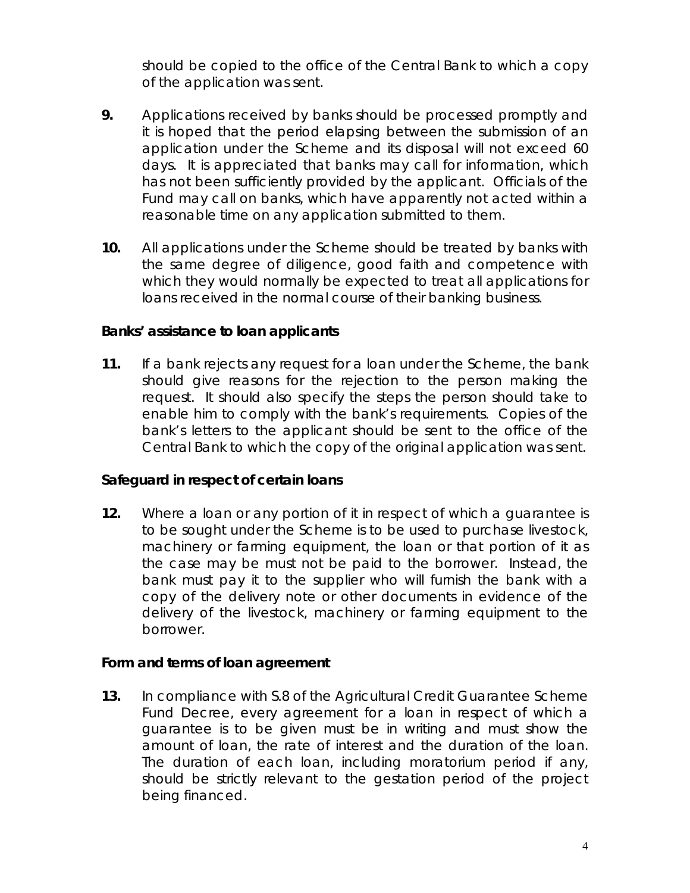should be copied to the office of the Central Bank to which a copy of the application was sent.

**9.** Applications received by banks should be processed promptly and it is hoped that the period elapsing between the submission of an application under the Scheme and its disposal will not exceed 60 days. It is appreciated that banks may call for information, which has not been sufficiently provided by the applicant. Officials of the Fund may call on banks, which have apparently not acted within a reasonable time on any application submitted to them.

**10.** All applications under the Scheme should be treated by banks with the same degree of diligence, good faith and competence with which they would normally be expected to treat all applications for loans received in the normal course of their banking business.

**Banks' assistance to loan applicants**

**11.** If a bank rejects any request for a loan under the Scheme, the bank should give reasons for the rejection to the person making the request. It should also specify the steps the person should take to enable him to comply with the bank's requirements. Copies of the bank's letters to the applicant should be sent to the office of the Central Bank to which the copy of the original application was sent.

**Safeguard in respect of certain loans**

**12.** Where a loan or any portion of it in respect of which a guarantee is to be sought under the Scheme is to be used to purchase livestock, machinery or farming equipment, the loan or that portion of it as the case may be must not be paid to the borrower. Instead, the bank must pay it to the supplier who will furnish the bank with a copy of the delivery note or other documents in evidence of the delivery of the livestock, machinery or farming equipment to the borrower.

**Form and terms of loan agreement**

**13.** In compliance with S.8 of the Agricultural Credit Guarantee Scheme Fund Decree, every agreement for a loan in respect of which a guarantee is to be given must be in writing and must show the amount of loan, the rate of interest and the duration of the loan. The duration of each loan, including moratorium period if any, should be strictly relevant to the gestation period of the project being financed.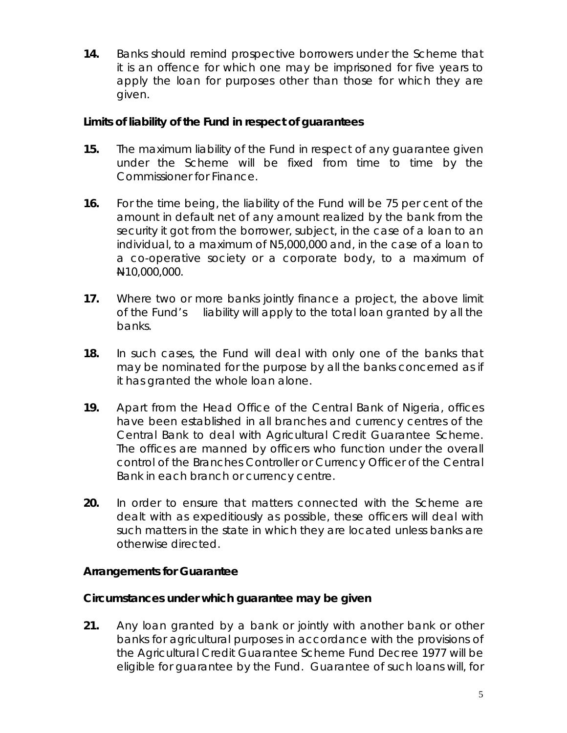**14.** Banks should remind prospective borrowers under the Scheme that it is an offence for which one may be imprisoned for five years to apply the loan for purposes other than those for which they are given.

**Limits of liability of the Fund in respect of guarantees**

**15.** The maximum liability of the Fund in respect of any guarantee given under the Scheme will be fixed from time to time by the Commissioner for Finance.

**16.** For the time being, the liability of the Fund will be 75 per cent of the amount in default net of any amount realized by the bank from the security it got from the borrower, subject, in the case of a loan to an individual, to a maximum of N5,000,000 and, in the case of a loan to a co-operative society or a corporate body, to a maximum of ₦10,000,000.

**17.** Where two or more banks jointly finance a project, the above limit of the Fund's liability will apply to the total loan granted by all the banks.

**18.** In such cases, the Fund will deal with only one of the banks that may be nominated for the purpose by all the banks concerned as if it has granted the whole loan alone.

**19.** Apart from the Head Office of the Central Bank of Nigeria, offices have been established in all branches and currency centres of the Central Bank to deal with Agricultural Credit Guarantee Scheme. The offices are manned by officers who function under the overall control of the Branches Controller or Currency Officer of the Central Bank in each branch or currency centre.

**20.** In order to ensure that matters connected with the Scheme are dealt with as expeditiously as possible, these officers will deal with such matters in the state in which they are located unless banks are otherwise directed.

**Arrangements for Guarantee**

**Circumstances under which guarantee may be given**

**21.** Any loan granted by a bank or jointly with another bank or other banks for agricultural purposes in accordance with the provisions of the Agricultural Credit Guarantee Scheme Fund Decree 1977 will be eligible for guarantee by the Fund. Guarantee of such loans will, for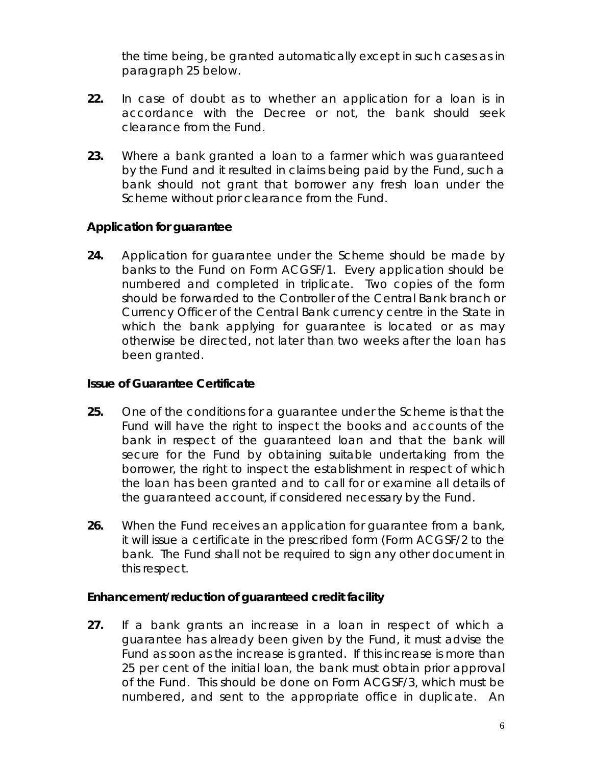the time being, be granted automatically except in such cases as in paragraph 25 below.

**22.** In case of doubt as to whether an application for a loan is in accordance with the Decree or not, the bank should seek clearance from the Fund.

**23.** Where a bank granted a loan to a farmer which was guaranteed by the Fund and it resulted in claims being paid by the Fund, such a bank should not grant that borrower any fresh loan under the Scheme without prior clearance from the Fund.

**Application for guarantee**

**24.** Application for guarantee under the Scheme should be made by banks to the Fund on Form ACGSF/1. Every application should be numbered and completed in triplicate. Two copies of the form should be forwarded to the Controller of the Central Bank branch or Currency Officer of the Central Bank currency centre in the State in which the bank applying for guarantee is located or as may otherwise be directed, not later than two weeks after the loan has been granted.

**Issue of Guarantee Certificate**

**25.** One of the conditions for a guarantee under the Scheme is that the Fund will have the right to inspect the books and accounts of the bank in respect of the guaranteed loan and that the bank will secure for the Fund by obtaining suitable undertaking from the borrower, the right to inspect the establishment in respect of which the loan has been granted and to call for or examine all details of the guaranteed account, if considered necessary by the Fund.

**26.** When the Fund receives an application for guarantee from a bank, it will issue a certificate in the prescribed form (Form ACGSF/2 to the bank. The Fund shall not be required to sign any other document in this respect.

**Enhancement/reduction of guaranteed credit facility**

**27.** If a bank grants an increase in a loan in respect of which a guarantee has already been given by the Fund, it must advise the Fund as soon as the increase is granted. If this increase is more than 25 per cent of the initial loan, the bank must obtain prior approval of the Fund. This should be done on Form ACGSF/3, which must be numbered, and sent to the appropriate office in duplicate. An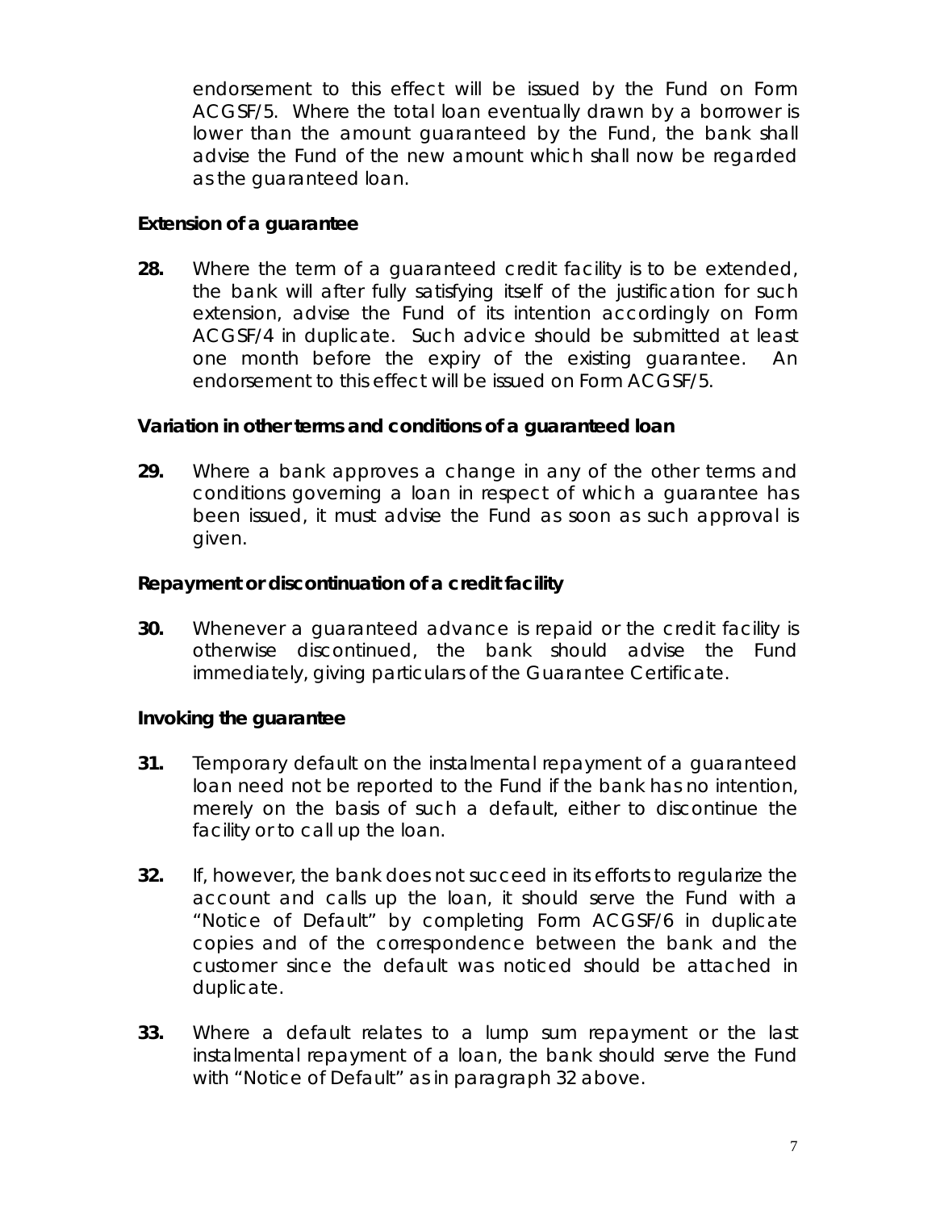endorsement to this effect will be issued by the Fund on Form ACGSF/5. Where the total loan eventually drawn by a borrower is lower than the amount guaranteed by the Fund, the bank shall advise the Fund of the new amount which shall now be regarded as the guaranteed loan.

**Extension of a guarantee**

**28.** Where the term of a guaranteed credit facility is to be extended, the bank will after fully satisfying itself of the justification for such extension, advise the Fund of its intention accordingly on Form ACGSF/4 in duplicate. Such advice should be submitted at least one month before the expiry of the existing guarantee. An endorsement to this effect will be issued on Form ACGSF/5.

**Variation in other terms and conditions of a guaranteed loan**

**29.** Where a bank approves a change in any of the other terms and conditions governing a loan in respect of which a guarantee has been issued, it must advise the Fund as soon as such approval is given.

**Repayment or discontinuation of a credit facility**

**30.** Whenever a guaranteed advance is repaid or the credit facility is otherwise discontinued, the bank should advise the Fund immediately, giving particulars of the Guarantee Certificate.

**Invoking the guarantee**

**31.** Temporary default on the instalmental repayment of a guaranteed loan need not be reported to the Fund if the bank has no intention, merely on the basis of such a default, either to discontinue the facility or to call up the loan.

**32.** If, however, the bank does not succeed in its efforts to regularize the account and calls up the loan, it should serve the Fund with a "Notice of Default" by completing Form ACGSF/6 in duplicate copies and of the correspondence between the bank and the customer since the default was noticed should be attached in duplicate.

**33.** Where a default relates to a lump sum repayment or the last instalmental repayment of a loan, the bank should serve the Fund with "Notice of Default" as in paragraph 32 above.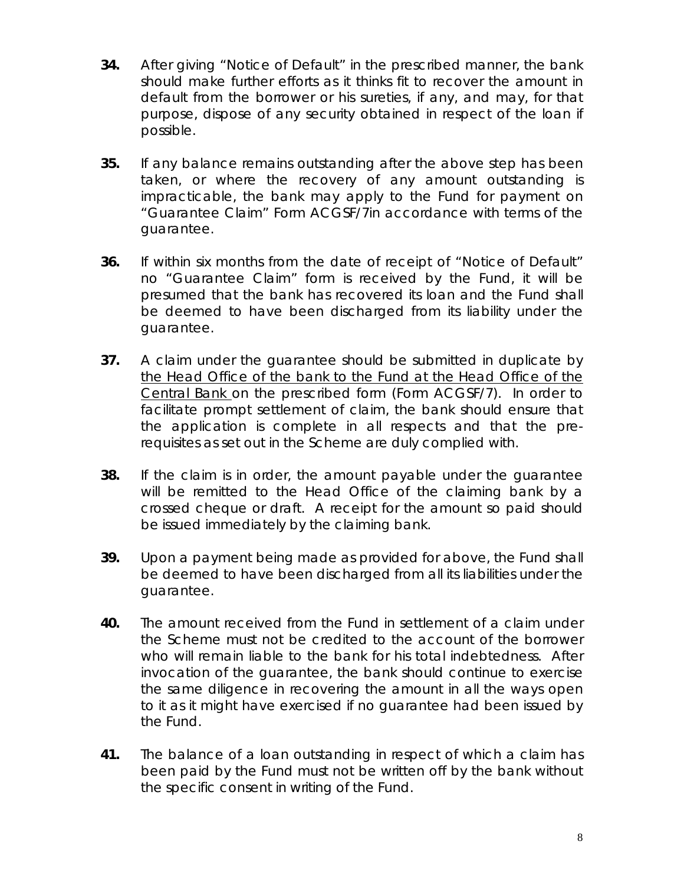**34.** After giving "Notice of Default" in the prescribed manner, the bank should make further efforts as it thinks fit to recover the amount in default from the borrower or his sureties, if any, and may, for that purpose, dispose of any security obtained in respect of the loan if possible.

**35.** If any balance remains outstanding after the above step has been taken, or where the recovery of any amount outstanding is impracticable, the bank may apply to the Fund for payment on "Guarantee Claim" Form ACGSF/7in accordance with terms of the guarantee.

**36.** If within six months from the date of receipt of "Notice of Default" no "Guarantee Claim" form is received by the Fund, it will be presumed that the bank has recovered its loan and the Fund shall be deemed to have been discharged from its liability under the guarantee.

**37.** A claim under the guarantee should be submitted in duplicate by <u>the Head Office of the bank to the Fund at the Head Office of the Central Bank</u> on the prescribed form (Form ACGSF/7). In order to facilitate prompt settlement of claim, the bank should ensure that the application is complete in all respects and that the pre-requisites as set out in the Scheme are duly complied with.

**38.** If the claim is in order, the amount payable under the guarantee will be remitted to the Head Office of the claiming bank by a crossed cheque or draft. A receipt for the amount so paid should be issued immediately by the claiming bank.

**39.** Upon a payment being made as provided for above, the Fund shall be deemed to have been discharged from all its liabilities under the guarantee.

**40.** The amount received from the Fund in settlement of a claim under the Scheme must not be credited to the account of the borrower who will remain liable to the bank for his total indebtedness. After invocation of the guarantee, the bank should continue to exercise the same diligence in recovering the amount in all the ways open to it as it might have exercised if no guarantee had been issued by the Fund.

**41.** The balance of a loan outstanding in respect of which a claim has been paid by the Fund must not be written off by the bank without the specific consent in writing of the Fund.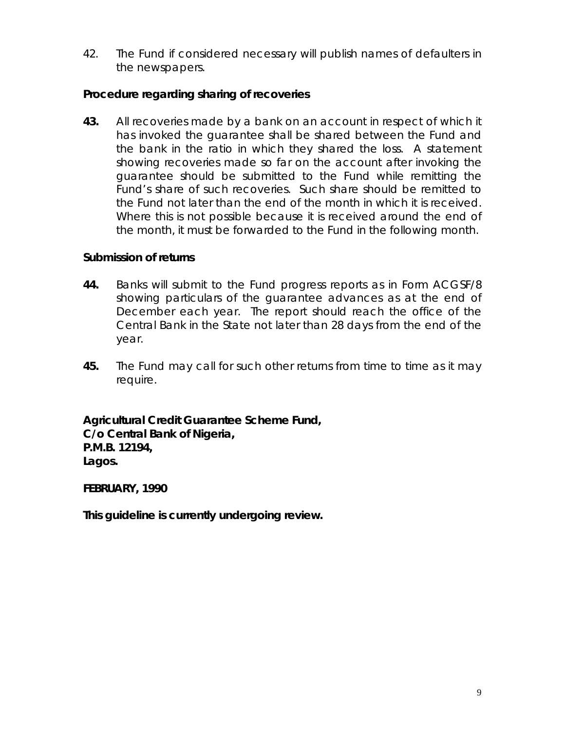42. The Fund if considered necessary will publish names of defaulters in the newspapers.

**Procedure regarding sharing of recoveries**

**43.** All recoveries made by a bank on an account in respect of which it has invoked the guarantee shall be shared between the Fund and the bank in the ratio in which they shared the loss. A statement showing recoveries made so far on the account after invoking the guarantee should be submitted to the Fund while remitting the Fund's share of such recoveries. Such share should be remitted to the Fund not later than the end of the month in which it is received. Where this is not possible because it is received around the end of the month, it must be forwarded to the Fund in the following month.

**Submission of returns**

**44.** Banks will submit to the Fund progress reports as in Form ACGSF/8 showing particulars of the guarantee advances as at the end of December each year. The report should reach the office of the Central Bank in the State not later than 28 days from the end of the year.

**45.** The Fund may call for such other returns from time to time as it may require.

**Agricultural Credit Guarantee Scheme Fund,**
**C/o Central Bank of Nigeria,**
**P.M.B. 12194,**
**Lagos.**

**FEBRUARY, 1990**

**This guideline is currently undergoing review.**